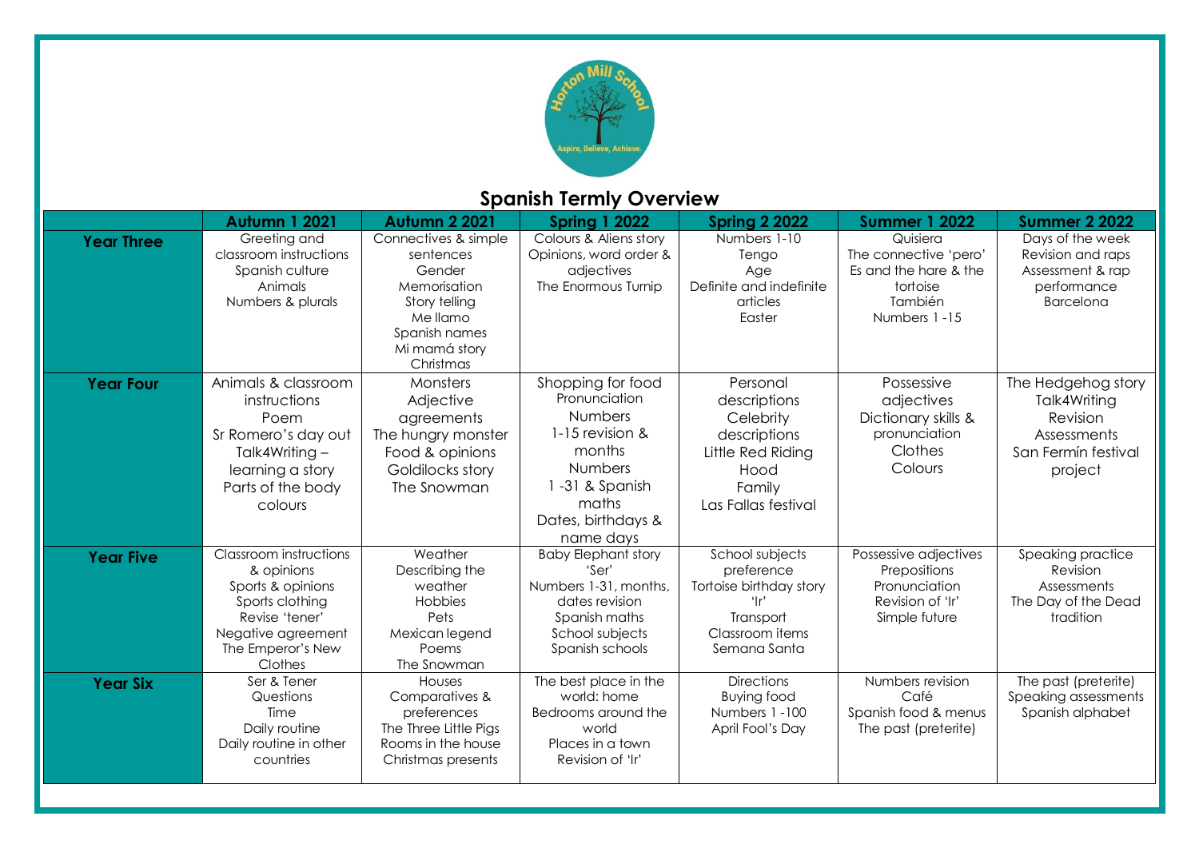Horton Mill School
Aspire, Believe, Achieve.

## Spanish Termly Overview

| | Autumn 1 2021 | Autumn 2 2021 | Spring 1 2022 | Spring 2 2022 | Summer 1 2022 | Summer 2 2022 |
|---|---|---|---|---|---|---|
| **Year Three** | Greeting and classroom instructions<br>Spanish culture<br>Animals<br>Numbers & plurals | Connectives & simple sentences<br>Gender<br>Memorisation<br>Story telling<br>Me llamo<br>Spanish names<br>Mi mamá story<br>Christmas | Colours & Aliens story<br>Opinions, word order & adjectives<br>The Enormous Turnip | Numbers 1-10<br>Tengo<br>Age<br>Definite and indefinite articles<br>Easter | Quisiera<br>The connective 'pero'<br>Es and the hare & the tortoise<br>También<br>Numbers 1 -15 | Days of the week<br>Revision and raps<br>Assessment & rap performance<br>Barcelona |
| **Year Four** | Animals & classroom instructions<br>Poem<br>Sr Romero's day out<br>Talk4Writing – learning a story<br>Parts of the body<br>colours | Monsters<br>Adjective agreements<br>The hungry monster<br>Food & opinions<br>Goldilocks story<br>The Snowman | Shopping for food<br>Pronunciation<br>Numbers<br>1-15 revision & months<br>Numbers<br>1 -31 & Spanish maths<br>Dates, birthdays & name days | Personal descriptions<br>Celebrity descriptions<br>Little Red Riding Hood<br>Family<br>Las Fallas festival | Possessive adjectives<br>Dictionary skills & pronunciation<br>Clothes<br>Colours | The Hedgehog story<br>Talk4Writing<br>Revision<br>Assessments<br>San Fermín festival project |
| **Year Five** | Classroom instructions & opinions<br>Sports & opinions<br>Sports clothing<br>Revise 'tener'<br>Negative agreement<br>The Emperor's New Clothes | Weather<br>Describing the weather<br>Hobbies<br>Pets<br>Mexican legend<br>Poems<br>The Snowman | Baby Elephant story<br>'Ser'<br>Numbers 1-31, months, dates revision<br>Spanish maths<br>School subjects<br>Spanish schools | School subjects preference<br>Tortoise birthday story<br>'Ir'<br>Transport<br>Classroom items<br>Semana Santa | Possessive adjectives<br>Prepositions<br>Pronunciation<br>Revision of 'Ir'<br>Simple future | Speaking practice<br>Revision<br>Assessments<br>The Day of the Dead tradition |
| **Year Six** | Ser & Tener<br>Questions<br>Time<br>Daily routine<br>Daily routine in other countries | Houses<br>Comparatives & preferences<br>The Three Little Pigs<br>Rooms in the house<br>Christmas presents | The best place in the world: home<br>Bedrooms around the world<br>Places in a town<br>Revision of 'Ir' | Directions<br>Buying food<br>Numbers 1 -100<br>April Fool's Day | Numbers revision<br>Café<br>Spanish food & menus<br>The past (preterite) | The past (preterite)<br>Speaking assessments<br>Spanish alphabet |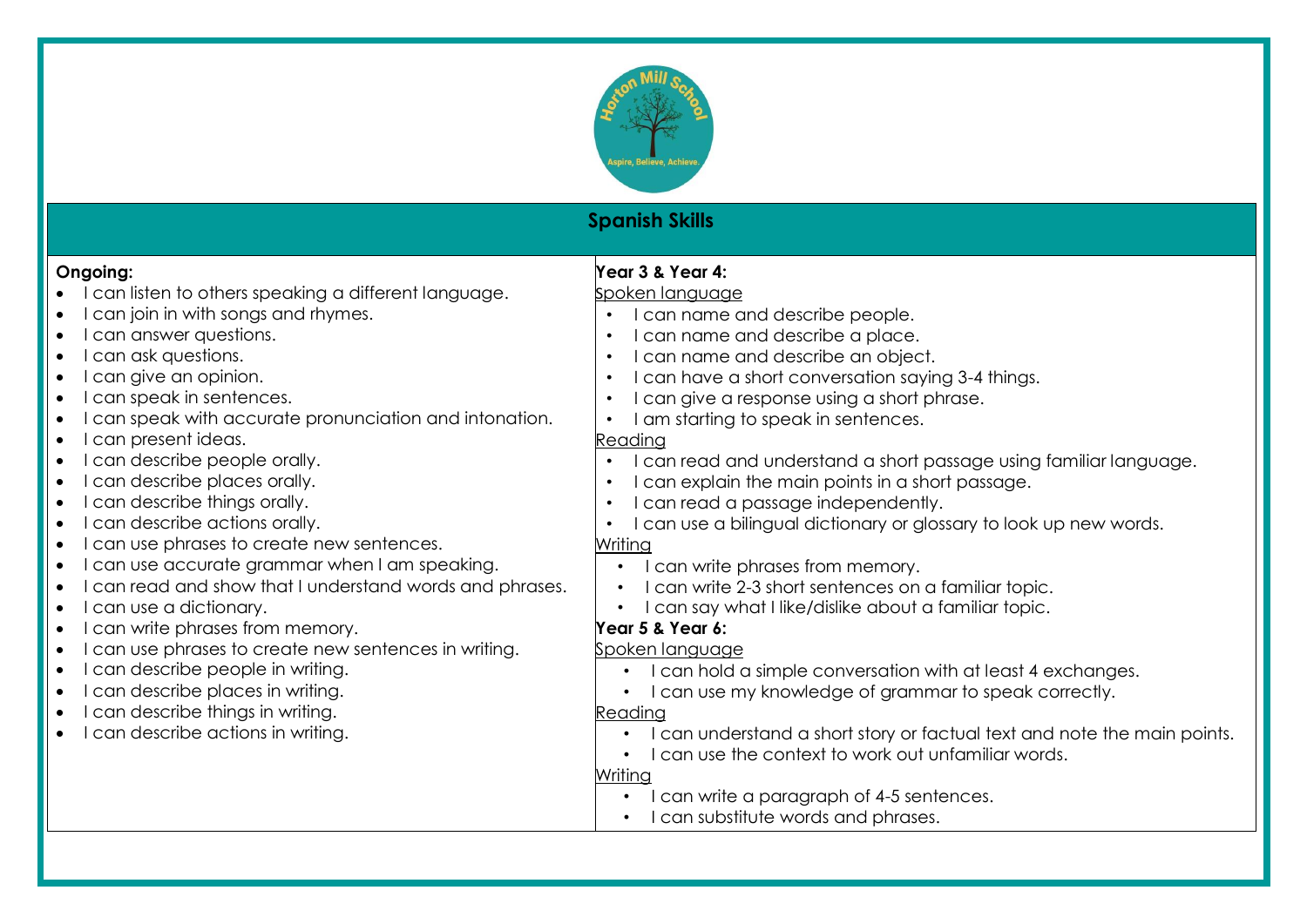## Spanish Skills

| | |
|---|---|
| **Ongoing:**<br>• I can listen to others speaking a different language.<br>• I can join in with songs and rhymes.<br>• I can answer questions.<br>• I can ask questions.<br>• I can give an opinion.<br>• I can speak in sentences.<br>• I can speak with accurate pronunciation and intonation.<br>• I can present ideas.<br>• I can describe people orally.<br>• I can describe places orally.<br>• I can describe things orally.<br>• I can describe actions orally.<br>• I can use phrases to create new sentences.<br>• I can use accurate grammar when I am speaking.<br>• I can read and show that I understand words and phrases.<br>• I can use a dictionary.<br>• I can write phrases from memory.<br>• I can use phrases to create new sentences in writing.<br>• I can describe people in writing.<br>• I can describe places in writing.<br>• I can describe things in writing.<br>• I can describe actions in writing. | **Year 3 & Year 4:**<br>Spoken language<br>• I can name and describe people.<br>• I can name and describe a place.<br>• I can name and describe an object.<br>• I can have a short conversation saying 3-4 things.<br>• I can give a response using a short phrase.<br>• I am starting to speak in sentences.<br>Reading<br>• I can read and understand a short passage using familiar language.<br>• I can explain the main points in a short passage.<br>• I can read a passage independently.<br>• I can use a bilingual dictionary or glossary to look up new words.<br>Writing<br>• I can write phrases from memory.<br>• I can write 2-3 short sentences on a familiar topic.<br>• I can say what I like/dislike about a familiar topic.<br>**Year 5 & Year 6:**<br>Spoken language<br>• I can hold a simple conversation with at least 4 exchanges.<br>• I can use my knowledge of grammar to speak correctly.<br>Reading<br>• I can understand a short story or factual text and note the main points.<br>• I can use the context to work out unfamiliar words.<br>Writing<br>• I can write a paragraph of 4-5 sentences.<br>• I can substitute words and phrases. |